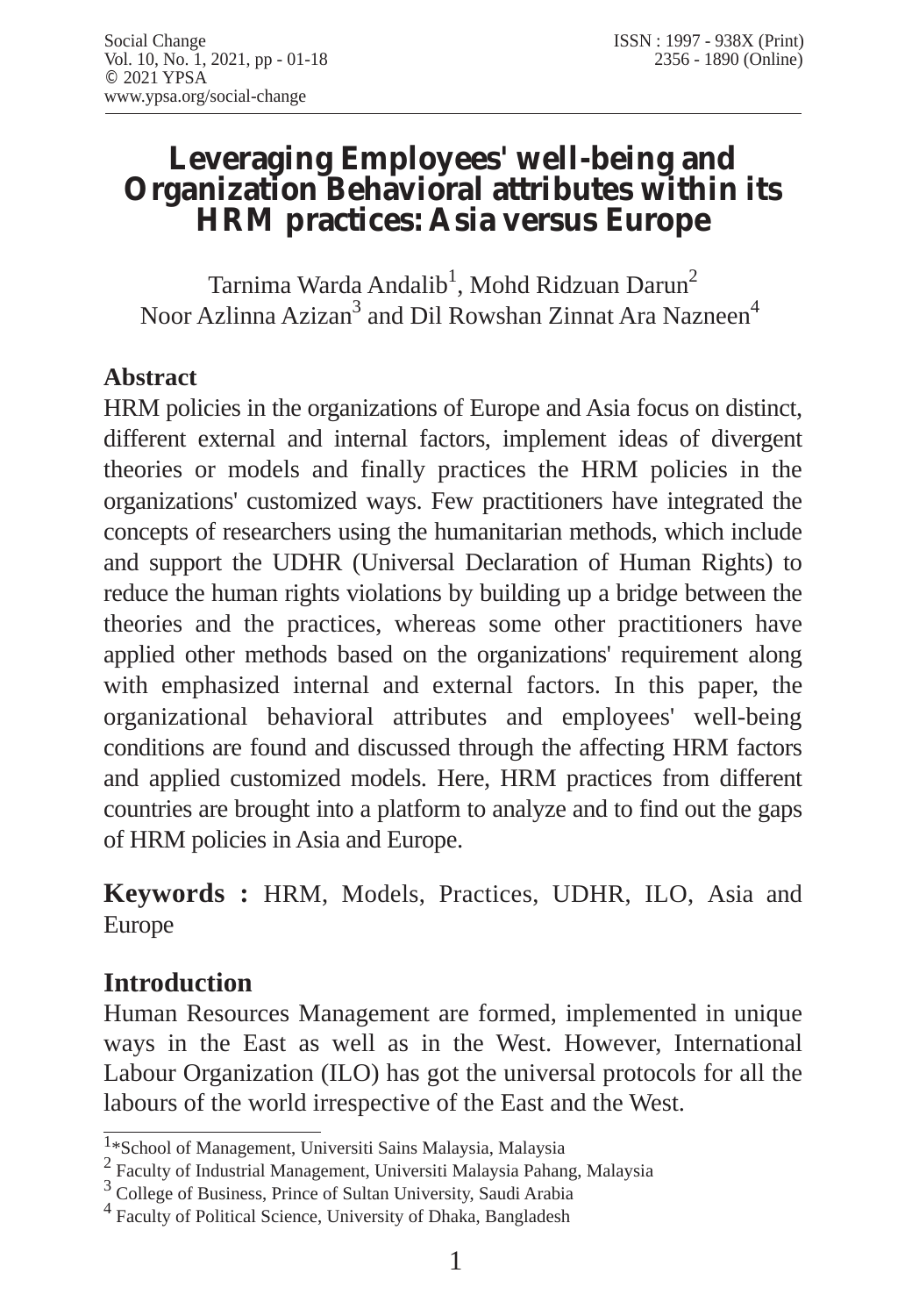# Leveraging Employees' well-being and Organization Behavioral attributes within its HRM practices: Asia versus Europe

Tarnima Warda Andalib[1], Mohd Ridzuan Darun[2]
Noor Azlinna Azizan[3] and Dil Rowshan Zinnat Ara Nazneen[4]

## Abstract

HRM policies in the organizations of Europe and Asia focus on distinct, different external and internal factors, implement ideas of divergent theories or models and finally practices the HRM policies in the organizations' customized ways. Few practitioners have integrated the concepts of researchers using the humanitarian methods, which include and support the UDHR (Universal Declaration of Human Rights) to reduce the human rights violations by building up a bridge between the theories and the practices, whereas some other practitioners have applied other methods based on the organizations' requirement along with emphasized internal and external factors. In this paper, the organizational behavioral attributes and employees' well-being conditions are found and discussed through the affecting HRM factors and applied customized models. Here, HRM practices from different countries are brought into a platform to analyze and to find out the gaps of HRM policies in Asia and Europe.

**Keywords :** HRM, Models, Practices, UDHR, ILO, Asia and Europe

## Introduction

Human Resources Management are formed, implemented in unique ways in the East as well as in the West. However, International Labour Organization (ILO) has got the universal protocols for all the labours of the world irrespective of the East and the West.

---

[1] *School of Management, Universiti Sains Malaysia, Malaysia
[2] Faculty of Industrial Management, Universiti Malaysia Pahang, Malaysia
[3] College of Business, Prince of Sultan University, Saudi Arabia
[4] Faculty of Political Science, University of Dhaka, Bangladesh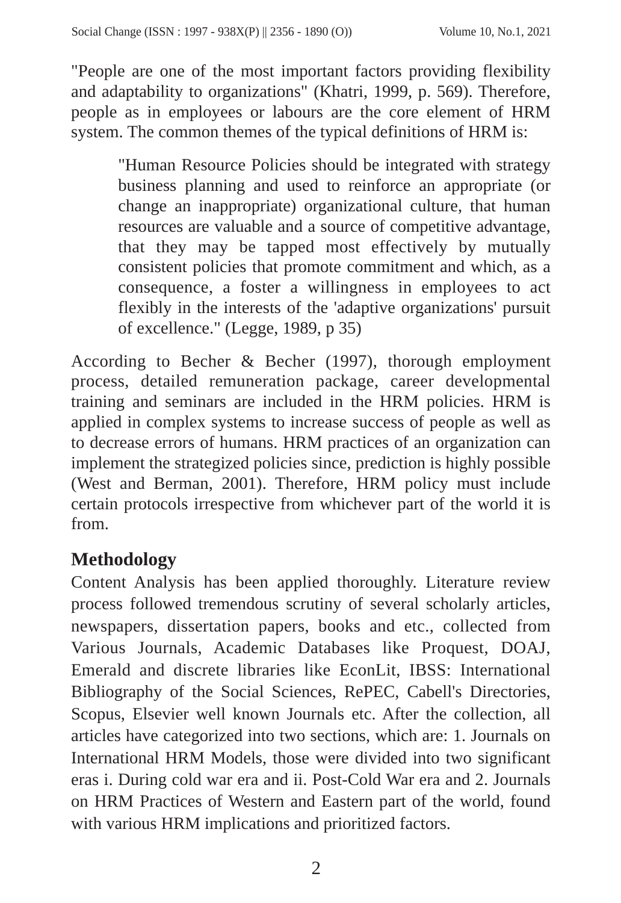"People are one of the most important factors providing flexibility and adaptability to organizations" (Khatri, 1999, p. 569). Therefore, people as in employees or labours are the core element of HRM system. The common themes of the typical definitions of HRM is:

> "Human Resource Policies should be integrated with strategy business planning and used to reinforce an appropriate (or change an inappropriate) organizational culture, that human resources are valuable and a source of competitive advantage, that they may be tapped most effectively by mutually consistent policies that promote commitment and which, as a consequence, a foster a willingness in employees to act flexibly in the interests of the 'adaptive organizations' pursuit of excellence." (Legge, 1989, p 35)

According to Becher & Becher (1997), thorough employment process, detailed remuneration package, career developmental training and seminars are included in the HRM policies. HRM is applied in complex systems to increase success of people as well as to decrease errors of humans. HRM practices of an organization can implement the strategized policies since, prediction is highly possible (West and Berman, 2001). Therefore, HRM policy must include certain protocols irrespective from whichever part of the world it is from.

## Methodology

Content Analysis has been applied thoroughly. Literature review process followed tremendous scrutiny of several scholarly articles, newspapers, dissertation papers, books and etc., collected from Various Journals, Academic Databases like Proquest, DOAJ, Emerald and discrete libraries like EconLit, IBSS: International Bibliography of the Social Sciences, RePEC, Cabell's Directories, Scopus, Elsevier well known Journals etc. After the collection, all articles have categorized into two sections, which are: 1. Journals on International HRM Models, those were divided into two significant eras i. During cold war era and ii. Post-Cold War era and 2. Journals on HRM Practices of Western and Eastern part of the world, found with various HRM implications and prioritized factors.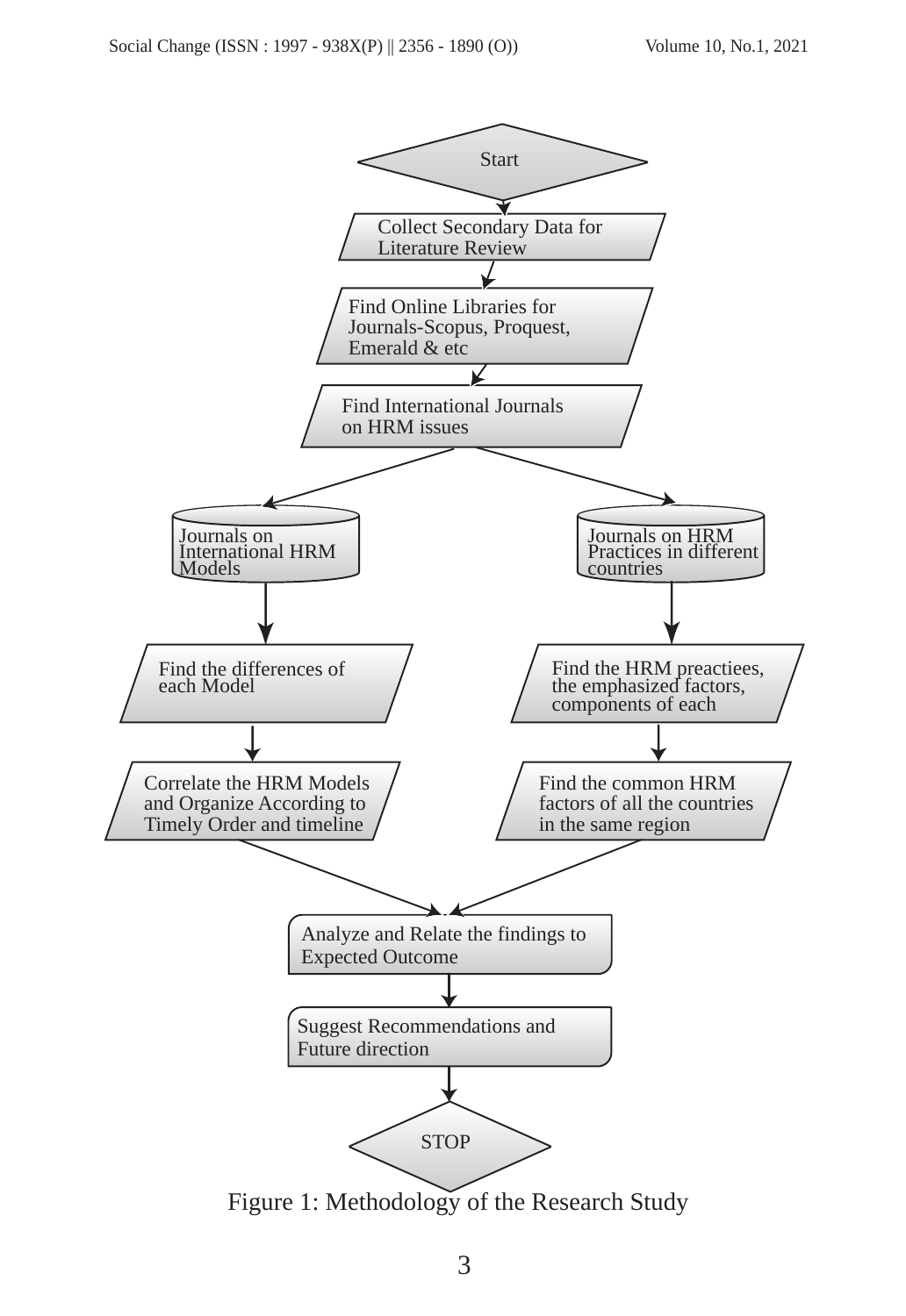Start

Collect Secondary Data for Literature Review

Find Online Libraries for Journals-Scopus, Proquest, Emerald & etc

Find International Journals on HRM issues

Journals on International HRM Models

Journals on HRM Practices in different countries

Find the differences of each Model

Find the HRM preactiees, the emphasized factors, components of each

Correlate the HRM Models and Organize According to Timely Order and timeline

Find the common HRM factors of all the countries in the same region

Analyze and Relate the findings to Expected Outcome

Suggest Recommendations and Future direction

STOP

Figure 1: Methodology of the Research Study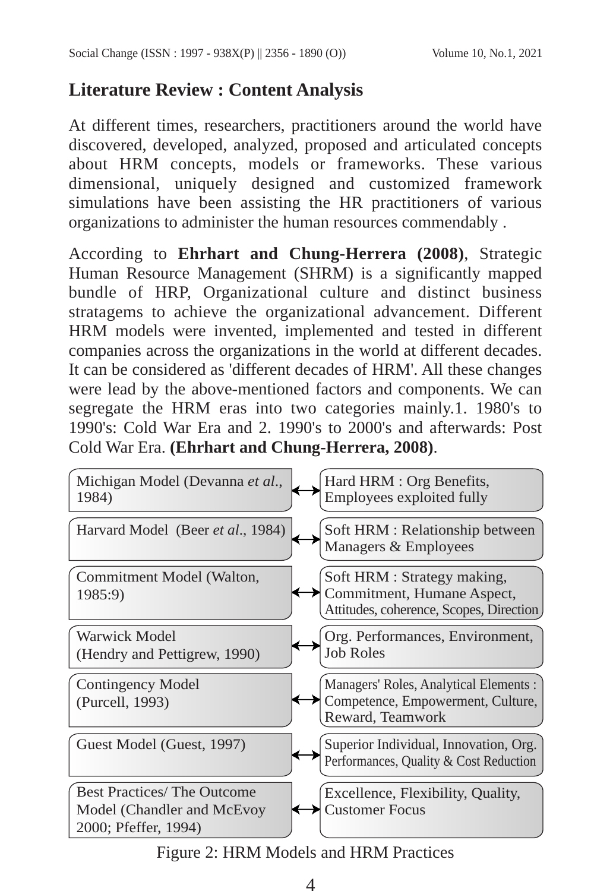## Literature Review : Content Analysis

At different times, researchers, practitioners around the world have discovered, developed, analyzed, proposed and articulated concepts about HRM concepts, models or frameworks. These various dimensional, uniquely designed and customized framework simulations have been assisting the HR practitioners of various organizations to administer the human resources commendably .

According to **Ehrhart and Chung-Herrera (2008)**, Strategic Human Resource Management (SHRM) is a significantly mapped bundle of HRP, Organizational culture and distinct business stratagems to achieve the organizational advancement. Different HRM models were invented, implemented and tested in different companies across the organizations in the world at different decades. It can be considered as 'different decades of HRM'. All these changes were lead by the above-mentioned factors and components. We can segregate the HRM eras into two categories mainly.1. 1980's to 1990's: Cold War Era and 2. 1990's to 2000's and afterwards: Post Cold War Era. **(Ehrhart and Chung-Herrera, 2008)**.

| HRM Models | | HRM Practices |
|---|---|---|
| Michigan Model (Devanna *et al*., 1984) | ↔ | Hard HRM : Org Benefits, Employees exploited fully |
| Harvard Model (Beer *et al*., 1984) | ↔ | Soft HRM : Relationship between Managers & Employees |
| Commitment Model (Walton, 1985:9) | ↔ | Soft HRM : Strategy making, Commitment, Humane Aspect, Attitudes, coherence, Scopes, Direction |
| Warwick Model (Hendry and Pettigrew, 1990) | ↔ | Org. Performances, Environment, Job Roles |
| Contingency Model (Purcell, 1993) | ↔ | Managers' Roles, Analytical Elements : Competence, Empowerment, Culture, Reward, Teamwork |
| Guest Model (Guest, 1997) | ↔ | Superior Individual, Innovation, Org. Performances, Quality & Cost Reduction |
| Best Practices/ The Outcome Model (Chandler and McEvoy 2000; Pfeffer, 1994) | ↔ | Excellence, Flexibility, Quality, Customer Focus |

Figure 2: HRM Models and HRM Practices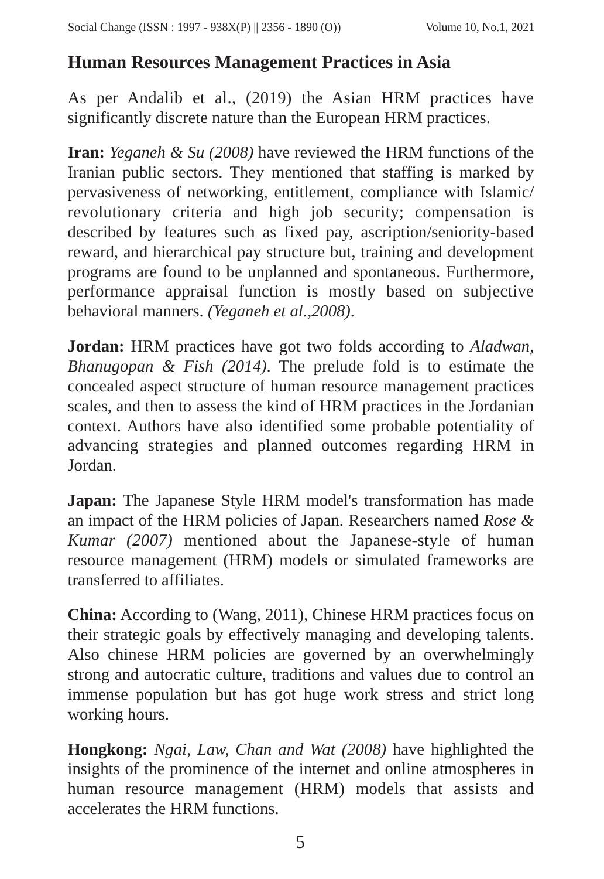## Human Resources Management Practices in Asia

As per Andalib et al., (2019) the Asian HRM practices have significantly discrete nature than the European HRM practices.

**Iran:** *Yeganeh & Su (2008)* have reviewed the HRM functions of the Iranian public sectors. They mentioned that staffing is marked by pervasiveness of networking, entitlement, compliance with Islamic/ revolutionary criteria and high job security; compensation is described by features such as fixed pay, ascription/seniority-based reward, and hierarchical pay structure but, training and development programs are found to be unplanned and spontaneous. Furthermore, performance appraisal function is mostly based on subjective behavioral manners. *(Yeganeh et al.,2008)*.

**Jordan:** HRM practices have got two folds according to *Aladwan, Bhanugopan & Fish (2014)*. The prelude fold is to estimate the concealed aspect structure of human resource management practices scales, and then to assess the kind of HRM practices in the Jordanian context. Authors have also identified some probable potentiality of advancing strategies and planned outcomes regarding HRM in Jordan.

**Japan:** The Japanese Style HRM model's transformation has made an impact of the HRM policies of Japan. Researchers named *Rose & Kumar (2007)* mentioned about the Japanese-style of human resource management (HRM) models or simulated frameworks are transferred to affiliates.

**China:** According to (Wang, 2011), Chinese HRM practices focus on their strategic goals by effectively managing and developing talents. Also chinese HRM policies are governed by an overwhelmingly strong and autocratic culture, traditions and values due to control an immense population but has got huge work stress and strict long working hours.

**Hongkong:** *Ngai, Law, Chan and Wat (2008)* have highlighted the insights of the prominence of the internet and online atmospheres in human resource management (HRM) models that assists and accelerates the HRM functions.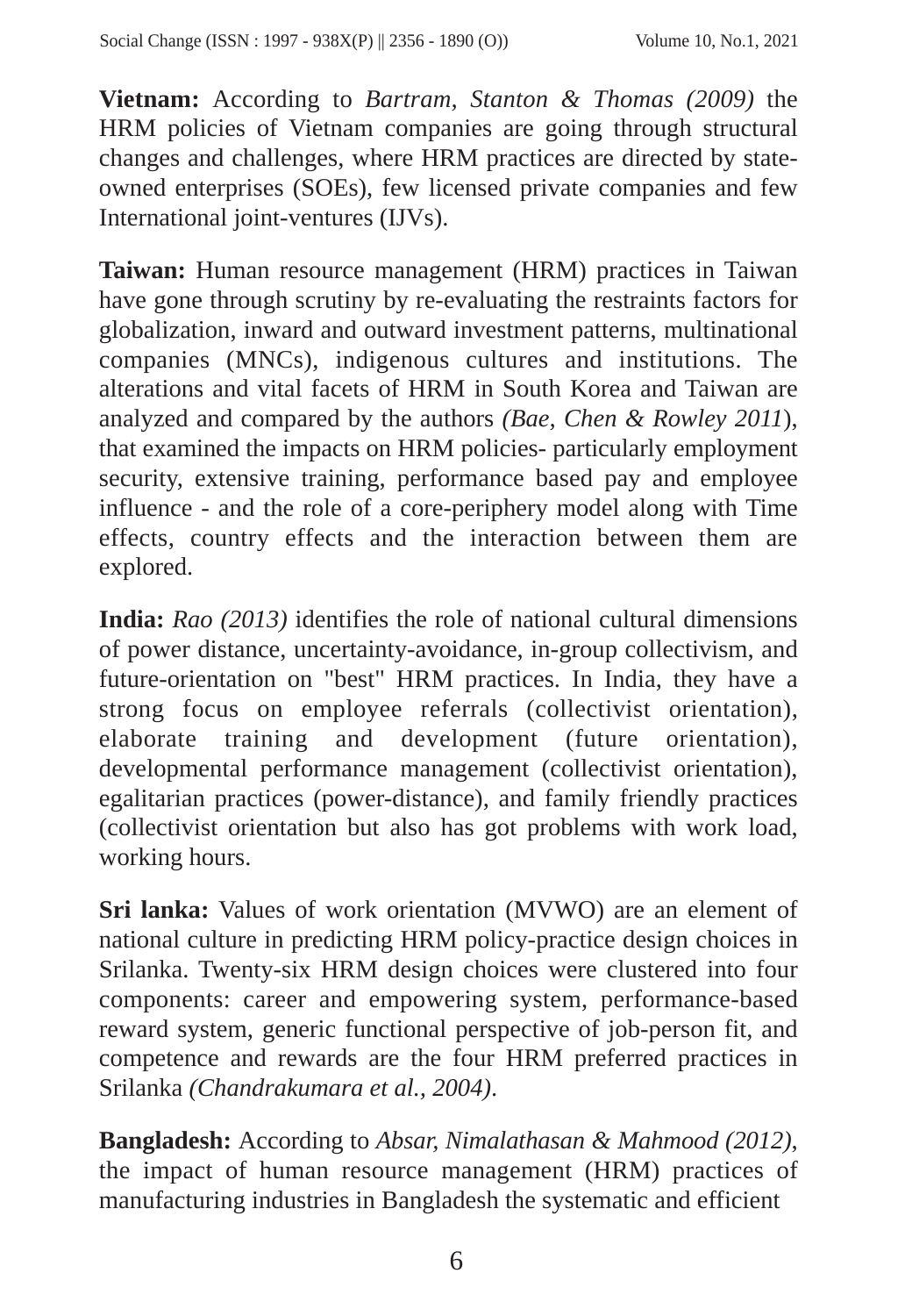**Vietnam:** According to *Bartram, Stanton & Thomas (2009)* the HRM policies of Vietnam companies are going through structural changes and challenges, where HRM practices are directed by state-owned enterprises (SOEs), few licensed private companies and few International joint-ventures (IJVs).

**Taiwan:** Human resource management (HRM) practices in Taiwan have gone through scrutiny by re-evaluating the restraints factors for globalization, inward and outward investment patterns, multinational companies (MNCs), indigenous cultures and institutions. The alterations and vital facets of HRM in South Korea and Taiwan are analyzed and compared by the authors *(Bae, Chen & Rowley 2011*), that examined the impacts on HRM policies- particularly employment security, extensive training, performance based pay and employee influence - and the role of a core-periphery model along with Time effects, country effects and the interaction between them are explored.

**India:** *Rao (2013)* identifies the role of national cultural dimensions of power distance, uncertainty-avoidance, in-group collectivism, and future-orientation on "best" HRM practices. In India, they have a strong focus on employee referrals (collectivist orientation), elaborate training and development (future orientation), developmental performance management (collectivist orientation), egalitarian practices (power-distance), and family friendly practices (collectivist orientation but also has got problems with work load, working hours.

**Sri lanka:** Values of work orientation (MVWO) are an element of national culture in predicting HRM policy-practice design choices in Srilanka. Twenty-six HRM design choices were clustered into four components: career and empowering system, performance-based reward system, generic functional perspective of job-person fit, and competence and rewards are the four HRM preferred practices in Srilanka *(Chandrakumara et al., 2004)*.

**Bangladesh:** According to *Absar, Nimalathasan & Mahmood (2012)*, the impact of human resource management (HRM) practices of manufacturing industries in Bangladesh the systematic and efficient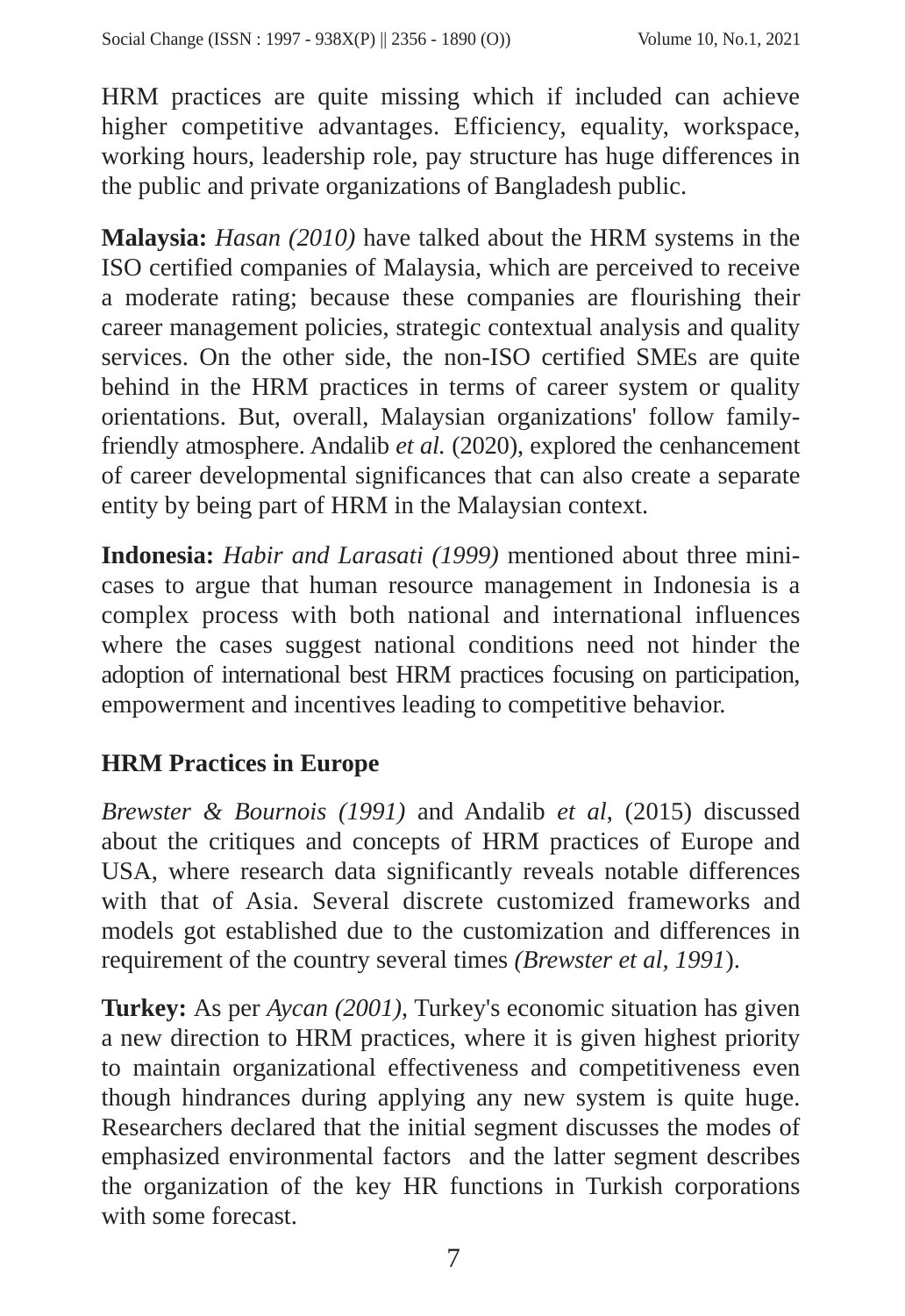HRM practices are quite missing which if included can achieve higher competitive advantages. Efficiency, equality, workspace, working hours, leadership role, pay structure has huge differences in the public and private organizations of Bangladesh public.

**Malaysia:** *Hasan (2010)* have talked about the HRM systems in the ISO certified companies of Malaysia, which are perceived to receive a moderate rating; because these companies are flourishing their career management policies, strategic contextual analysis and quality services. On the other side, the non-ISO certified SMEs are quite behind in the HRM practices in terms of career system or quality orientations. But, overall, Malaysian organizations' follow family-friendly atmosphere. Andalib *et al.* (2020), explored the cenhancement of career developmental significances that can also create a separate entity by being part of HRM in the Malaysian context.

**Indonesia:** *Habir and Larasati (1999)* mentioned about three mini-cases to argue that human resource management in Indonesia is a complex process with both national and international influences where the cases suggest national conditions need not hinder the adoption of international best HRM practices focusing on participation, empowerment and incentives leading to competitive behavior.

## HRM Practices in Europe

*Brewster & Bournois (1991)* and Andalib *et al*, (2015) discussed about the critiques and concepts of HRM practices of Europe and USA, where research data significantly reveals notable differences with that of Asia. Several discrete customized frameworks and models got established due to the customization and differences in requirement of the country several times *(Brewster et al, 1991*).

**Turkey:** As per *Aycan (2001)*, Turkey's economic situation has given a new direction to HRM practices, where it is given highest priority to maintain organizational effectiveness and competitiveness even though hindrances during applying any new system is quite huge. Researchers declared that the initial segment discusses the modes of emphasized environmental factors and the latter segment describes the organization of the key HR functions in Turkish corporations with some forecast.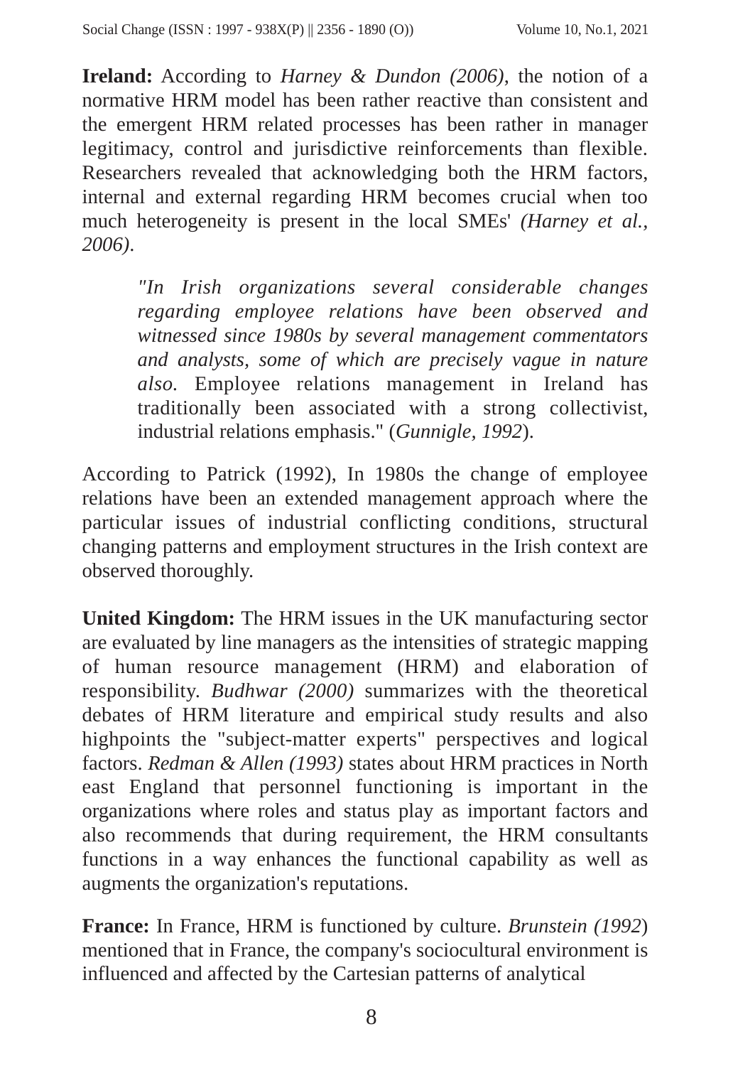**Ireland:** According to *Harney & Dundon (2006)*, the notion of a normative HRM model has been rather reactive than consistent and the emergent HRM related processes has been rather in manager legitimacy, control and jurisdictive reinforcements than flexible. Researchers revealed that acknowledging both the HRM factors, internal and external regarding HRM becomes crucial when too much heterogeneity is present in the local SMEs' *(Harney et al., 2006)*.

> *"In Irish organizations several considerable changes regarding employee relations have been observed and witnessed since 1980s by several management commentators and analysts, some of which are precisely vague in nature also.* Employee relations management in Ireland has traditionally been associated with a strong collectivist, industrial relations emphasis." (*Gunnigle, 1992*).

According to Patrick (1992), In 1980s the change of employee relations have been an extended management approach where the particular issues of industrial conflicting conditions, structural changing patterns and employment structures in the Irish context are observed thoroughly.

**United Kingdom:** The HRM issues in the UK manufacturing sector are evaluated by line managers as the intensities of strategic mapping of human resource management (HRM) and elaboration of responsibility. *Budhwar (2000)* summarizes with the theoretical debates of HRM literature and empirical study results and also highpoints the "subject-matter experts" perspectives and logical factors. *Redman & Allen (1993)* states about HRM practices in North east England that personnel functioning is important in the organizations where roles and status play as important factors and also recommends that during requirement, the HRM consultants functions in a way enhances the functional capability as well as augments the organization's reputations.

**France:** In France, HRM is functioned by culture. *Brunstein (1992*) mentioned that in France, the company's sociocultural environment is influenced and affected by the Cartesian patterns of analytical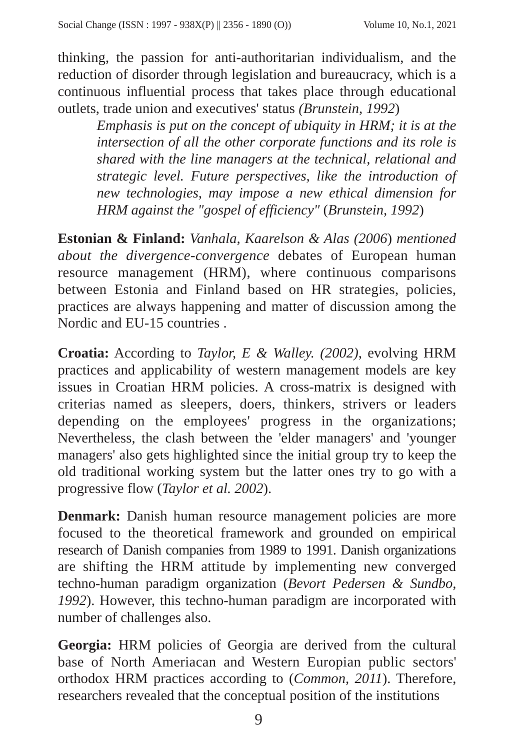thinking, the passion for anti-authoritarian individualism, and the reduction of disorder through legislation and bureaucracy, which is a continuous influential process that takes place through educational outlets, trade union and executives' status *(Brunstein, 1992*)

> *Emphasis is put on the concept of ubiquity in HRM; it is at the intersection of all the other corporate functions and its role is shared with the line managers at the technical, relational and strategic level. Future perspectives, like the introduction of new technologies, may impose a new ethical dimension for HRM against the "gospel of efficiency"* (*Brunstein, 1992*)

**Estonian & Finland:** *Vanhala, Kaarelson & Alas (2006*) *mentioned about the divergence-convergence* debates of European human resource management (HRM), where continuous comparisons between Estonia and Finland based on HR strategies, policies, practices are always happening and matter of discussion among the Nordic and EU-15 countries .

**Croatia:** According to *Taylor, E & Walley. (2002)*, evolving HRM practices and applicability of western management models are key issues in Croatian HRM policies. A cross-matrix is designed with criterias named as sleepers, doers, thinkers, strivers or leaders depending on the employees' progress in the organizations; Nevertheless, the clash between the 'elder managers' and 'younger managers' also gets highlighted since the initial group try to keep the old traditional working system but the latter ones try to go with a progressive flow (*Taylor et al. 2002*).

**Denmark:** Danish human resource management policies are more focused to the theoretical framework and grounded on empirical research of Danish companies from 1989 to 1991. Danish organizations are shifting the HRM attitude by implementing new converged techno-human paradigm organization (*Bevort Pedersen & Sundbo, 1992*). However, this techno-human paradigm are incorporated with number of challenges also.

**Georgia:** HRM policies of Georgia are derived from the cultural base of North Ameriacan and Western Europian public sectors' orthodox HRM practices according to (*Common, 2011*). Therefore, researchers revealed that the conceptual position of the institutions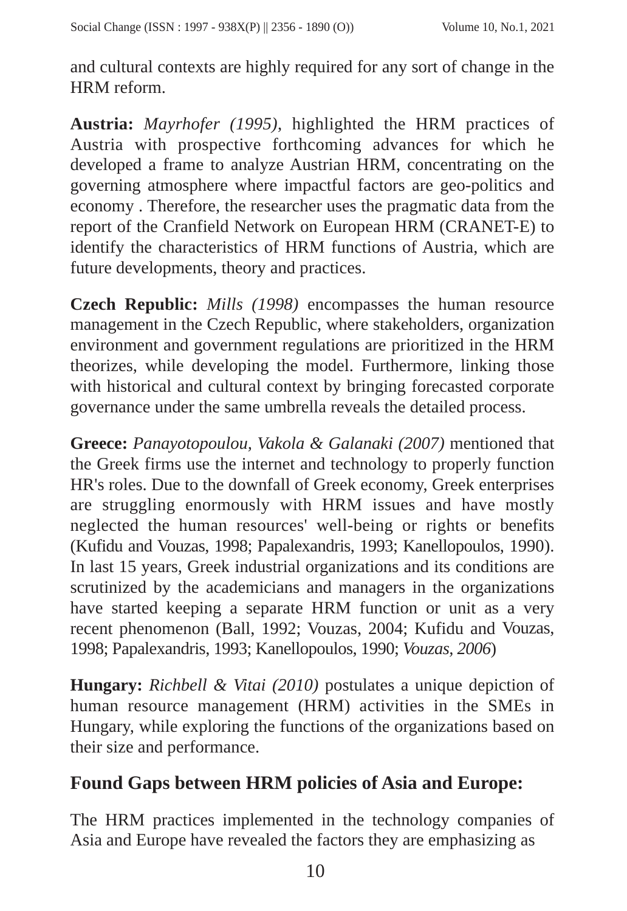and cultural contexts are highly required for any sort of change in the HRM reform.

**Austria:** *Mayrhofer (1995),* highlighted the HRM practices of Austria with prospective forthcoming advances for which he developed a frame to analyze Austrian HRM, concentrating on the governing atmosphere where impactful factors are geo-politics and economy . Therefore, the researcher uses the pragmatic data from the report of the Cranfield Network on European HRM (CRANET-E) to identify the characteristics of HRM functions of Austria, which are future developments, theory and practices.

**Czech Republic:** *Mills (1998)* encompasses the human resource management in the Czech Republic, where stakeholders, organization environment and government regulations are prioritized in the HRM theorizes, while developing the model. Furthermore, linking those with historical and cultural context by bringing forecasted corporate governance under the same umbrella reveals the detailed process.

**Greece:** *Panayotopoulou, Vakola & Galanaki (2007)* mentioned that the Greek firms use the internet and technology to properly function HR's roles. Due to the downfall of Greek economy, Greek enterprises are struggling enormously with HRM issues and have mostly neglected the human resources' well-being or rights or benefits (Kufidu and Vouzas, 1998; Papalexandris, 1993; Kanellopoulos, 1990). In last 15 years, Greek industrial organizations and its conditions are scrutinized by the academicians and managers in the organizations have started keeping a separate HRM function or unit as a very recent phenomenon (Ball, 1992; Vouzas, 2004; Kufidu and Vouzas, 1998; Papalexandris, 1993; Kanellopoulos, 1990; *Vouzas, 2006*)

**Hungary:** *Richbell & Vitai (2010)* postulates a unique depiction of human resource management (HRM) activities in the SMEs in Hungary, while exploring the functions of the organizations based on their size and performance.

## Found Gaps between HRM policies of Asia and Europe:

The HRM practices implemented in the technology companies of Asia and Europe have revealed the factors they are emphasizing as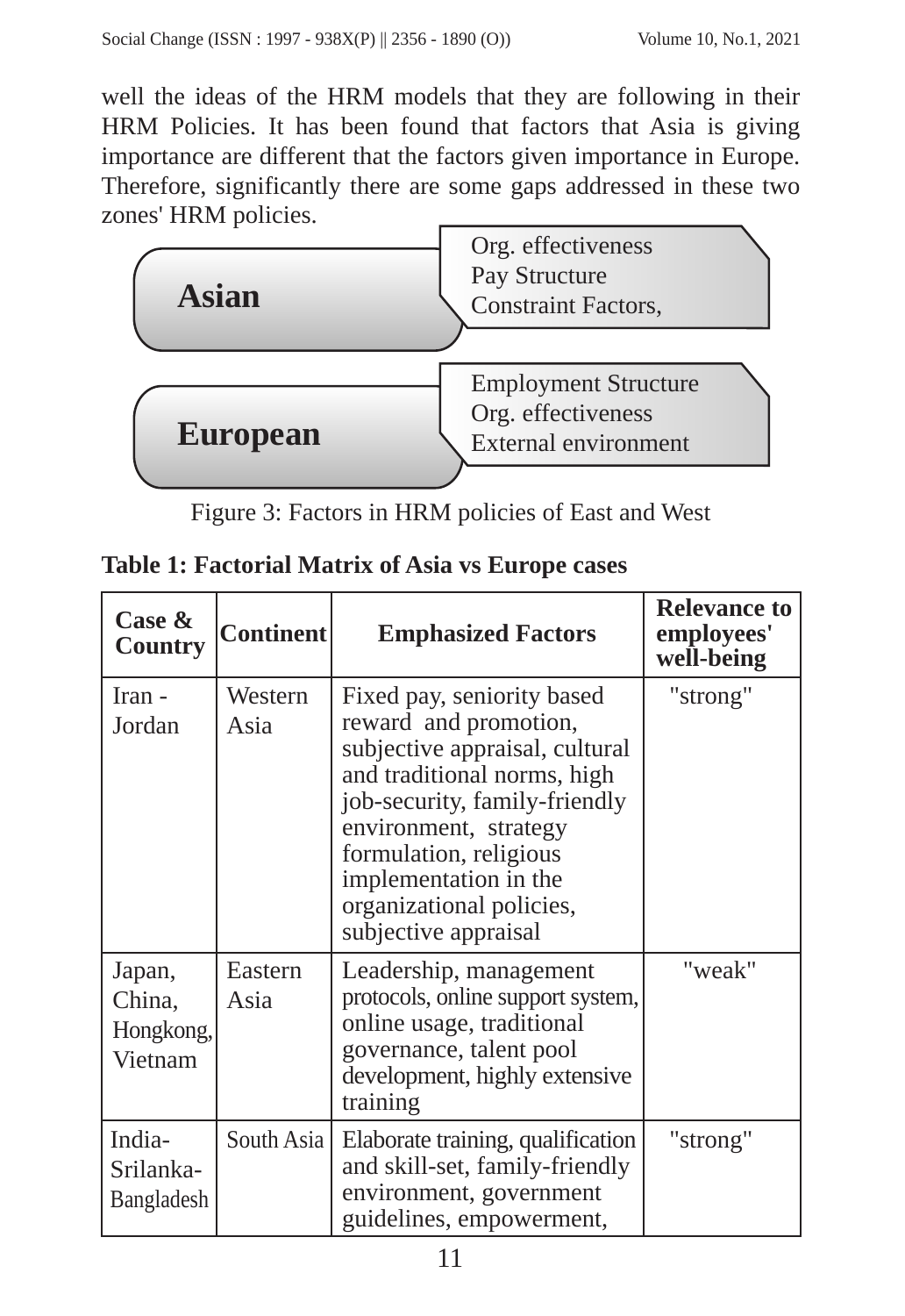well the ideas of the HRM models that they are following in their HRM Policies. It has been found that factors that Asia is giving importance are different that the factors given importance in Europe. Therefore, significantly there are some gaps addressed in these two zones' HRM policies.

**Asian**

Org. effectiveness
Pay Structure
Constraint Factors,

**European**

Employment Structure
Org. effectiveness
External environment

Figure 3: Factors in HRM policies of East and West

**Table 1: Factorial Matrix of Asia vs Europe cases**

| Case & Country | Continent | Emphasized Factors | Relevance to employees' well-being |
|---|---|---|---|
| Iran - Jordan | Western Asia | Fixed pay, seniority based reward and promotion, subjective appraisal, cultural and traditional norms, high job-security, family-friendly environment, strategy formulation, religious implementation in the organizational policies, subjective appraisal | "strong" |
| Japan, China, Hongkong, Vietnam | Eastern Asia | Leadership, management protocols, online support system, online usage, traditional governance, talent pool development, highly extensive training | "weak" |
| India-Srilanka-Bangladesh | South Asia | Elaborate training, qualification and skill-set, family-friendly environment, government guidelines, empowerment, | "strong" |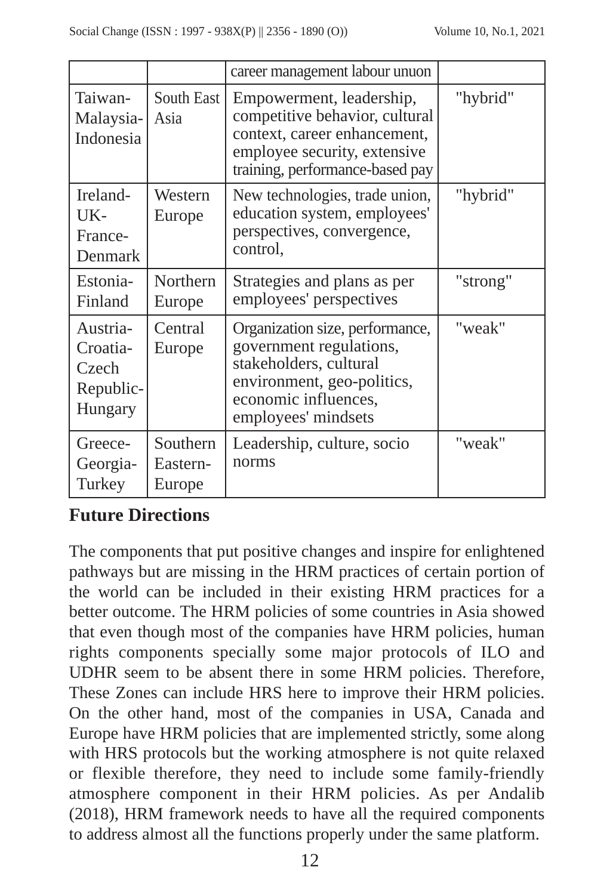| | | career management labour unuon | |
|---|---|---|---|
| Taiwan-Malaysia-Indonesia | South East Asia | Empowerment, leadership, competitive behavior, cultural context, career enhancement, employee security, extensive training, performance-based pay | "hybrid" |
| Ireland-UK-France-Denmark | Western Europe | New technologies, trade union, education system, employees' perspectives, convergence, control, | "hybrid" |
| Estonia-Finland | Northern Europe | Strategies and plans as per employees' perspectives | "strong" |
| Austria-Croatia-Czech Republic-Hungary | Central Europe | Organization size, performance, government regulations, stakeholders, cultural environment, geo-politics, economic influences, employees' mindsets | "weak" |
| Greece-Georgia-Turkey | Southern Eastern-Europe | Leadership, culture, socio norms | "weak" |

## Future Directions

The components that put positive changes and inspire for enlightened pathways but are missing in the HRM practices of certain portion of the world can be included in their existing HRM practices for a better outcome. The HRM policies of some countries in Asia showed that even though most of the companies have HRM policies, human rights components specially some major protocols of ILO and UDHR seem to be absent there in some HRM policies. Therefore, These Zones can include HRS here to improve their HRM policies. On the other hand, most of the companies in USA, Canada and Europe have HRM policies that are implemented strictly, some along with HRS protocols but the working atmosphere is not quite relaxed or flexible therefore, they need to include some family-friendly atmosphere component in their HRM policies. As per Andalib (2018), HRM framework needs to have all the required components to address almost all the functions properly under the same platform.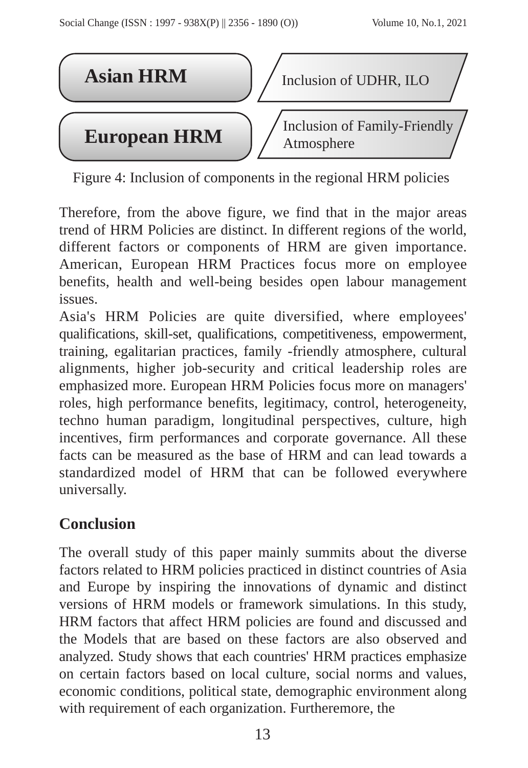Asian HRM — Inclusion of UDHR, ILO

European HRM — Inclusion of Family-Friendly Atmosphere

Figure 4: Inclusion of components in the regional HRM policies

Therefore, from the above figure, we find that in the major areas trend of HRM Policies are distinct. In different regions of the world, different factors or components of HRM are given importance. American, European HRM Practices focus more on employee benefits, health and well-being besides open labour management issues.

Asia's HRM Policies are quite diversified, where employees' qualifications, skill-set, qualifications, competitiveness, empowerment, training, egalitarian practices, family -friendly atmosphere, cultural alignments, higher job-security and critical leadership roles are emphasized more. European HRM Policies focus more on managers' roles, high performance benefits, legitimacy, control, heterogeneity, techno human paradigm, longitudinal perspectives, culture, high incentives, firm performances and corporate governance. All these facts can be measured as the base of HRM and can lead towards a standardized model of HRM that can be followed everywhere universally.

## Conclusion

The overall study of this paper mainly summits about the diverse factors related to HRM policies practiced in distinct countries of Asia and Europe by inspiring the innovations of dynamic and distinct versions of HRM models or framework simulations. In this study, HRM factors that affect HRM policies are found and discussed and the Models that are based on these factors are also observed and analyzed. Study shows that each countries' HRM practices emphasize on certain factors based on local culture, social norms and values, economic conditions, political state, demographic environment along with requirement of each organization. Fur­theremore, the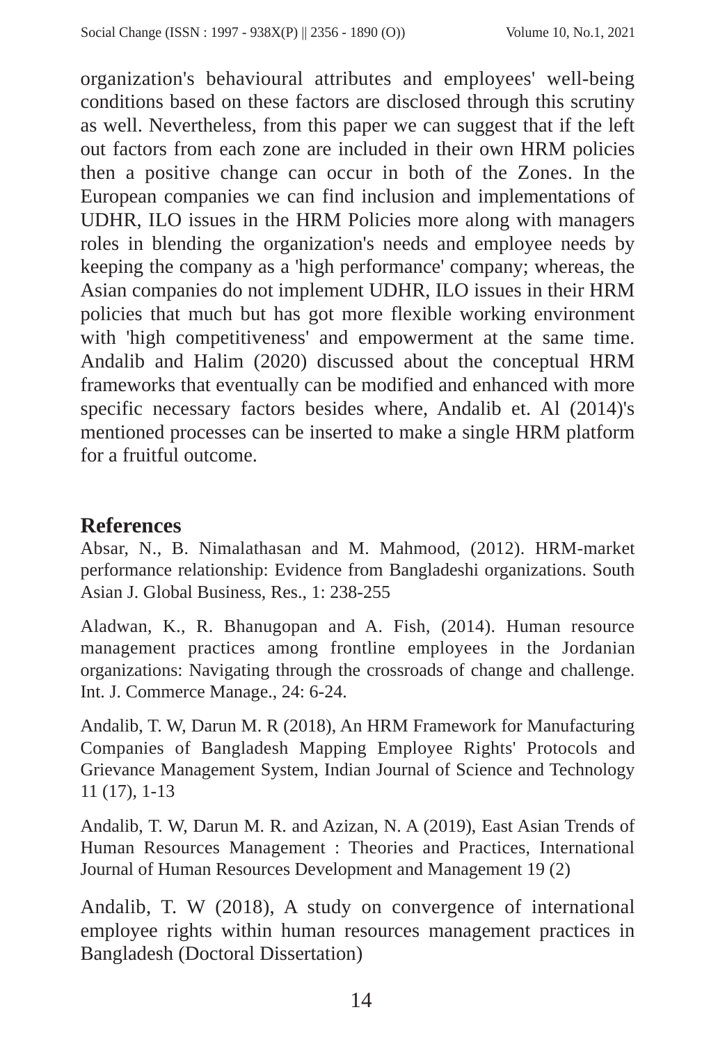organization's behavioural attributes and employees' well-being conditions based on these factors are disclosed through this scrutiny as well. Nevertheless, from this paper we can suggest that if the left out factors from each zone are included in their own HRM policies then a positive change can occur in both of the Zones. In the European companies we can find inclusion and implementations of UDHR, ILO issues in the HRM Policies more along with managers roles in blending the organization's needs and employee needs by keeping the company as a 'high performance' company; whereas, the Asian companies do not implement UDHR, ILO issues in their HRM policies that much but has got more flexible working environment with 'high competitiveness' and empowerment at the same time. Andalib and Halim (2020) discussed about the conceptual HRM frameworks that eventually can be modified and enhanced with more specific necessary factors besides where, Andalib et. Al (2014)'s mentioned processes can be inserted to make a single HRM platform for a fruitful outcome.

## References

Absar, N., B. Nimalathasan and M. Mahmood, (2012). HRM-market performance relationship: Evidence from Bangladeshi organizations. South Asian J. Global Business, Res., 1: 238-255

Aladwan, K., R. Bhanugopan and A. Fish, (2014). Human resource management practices among frontline employees in the Jordanian organizations: Navigating through the crossroads of change and challenge. Int. J. Commerce Manage., 24: 6-24.

Andalib, T. W, Darun M. R (2018), An HRM Framework for Manufacturing Companies of Bangladesh Mapping Employee Rights' Protocols and Grievance Management System, Indian Journal of Science and Technology 11 (17), 1-13

Andalib, T. W, Darun M. R. and Azizan, N. A (2019), East Asian Trends of Human Resources Management : Theories and Practices, International Journal of Human Resources Development and Management 19 (2)

Andalib, T. W (2018), A study on convergence of international employee rights within human resources management practices in Bangladesh (Doctoral Dissertation)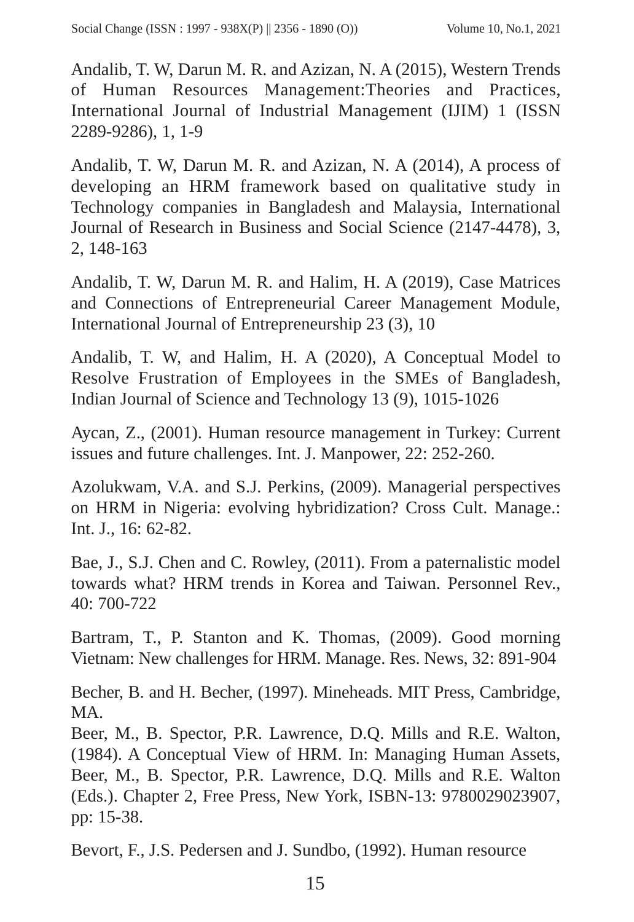Andalib, T. W, Darun M. R. and Azizan, N. A (2015), Western Trends of Human Resources Management:Theories and Practices, International Journal of Industrial Management (IJIM) 1 (ISSN 2289-9286), 1, 1-9

Andalib, T. W, Darun M. R. and Azizan, N. A (2014), A process of developing an HRM framework based on qualitative study in Technology companies in Bangladesh and Malaysia, International Journal of Research in Business and Social Science (2147-4478), 3, 2, 148-163

Andalib, T. W, Darun M. R. and Halim, H. A (2019), Case Matrices and Connections of Entrepreneurial Career Management Module, International Journal of Entrepreneurship 23 (3), 10

Andalib, T. W, and Halim, H. A (2020), A Conceptual Model to Resolve Frustration of Employees in the SMEs of Bangladesh, Indian Journal of Science and Technology 13 (9), 1015-1026

Aycan, Z., (2001). Human resource management in Turkey: Current issues and future challenges. Int. J. Manpower, 22: 252-260.

Azolukwam, V.A. and S.J. Perkins, (2009). Managerial perspectives on HRM in Nigeria: evolving hybridization? Cross Cult. Manage.: Int. J., 16: 62-82.

Bae, J., S.J. Chen and C. Rowley, (2011). From a paternalistic model towards what? HRM trends in Korea and Taiwan. Personnel Rev., 40: 700-722

Bartram, T., P. Stanton and K. Thomas, (2009). Good morning Vietnam: New challenges for HRM. Manage. Res. News, 32: 891-904

Becher, B. and H. Becher, (1997). Mineheads. MIT Press, Cambridge, MA.

Beer, M., B. Spector, P.R. Lawrence, D.Q. Mills and R.E. Walton, (1984). A Conceptual View of HRM. In: Managing Human Assets, Beer, M., B. Spector, P.R. Lawrence, D.Q. Mills and R.E. Walton (Eds.). Chapter 2, Free Press, New York, ISBN-13: 9780029023907, pp: 15-38.

Bevort, F., J.S. Pedersen and J. Sundbo, (1992). Human resource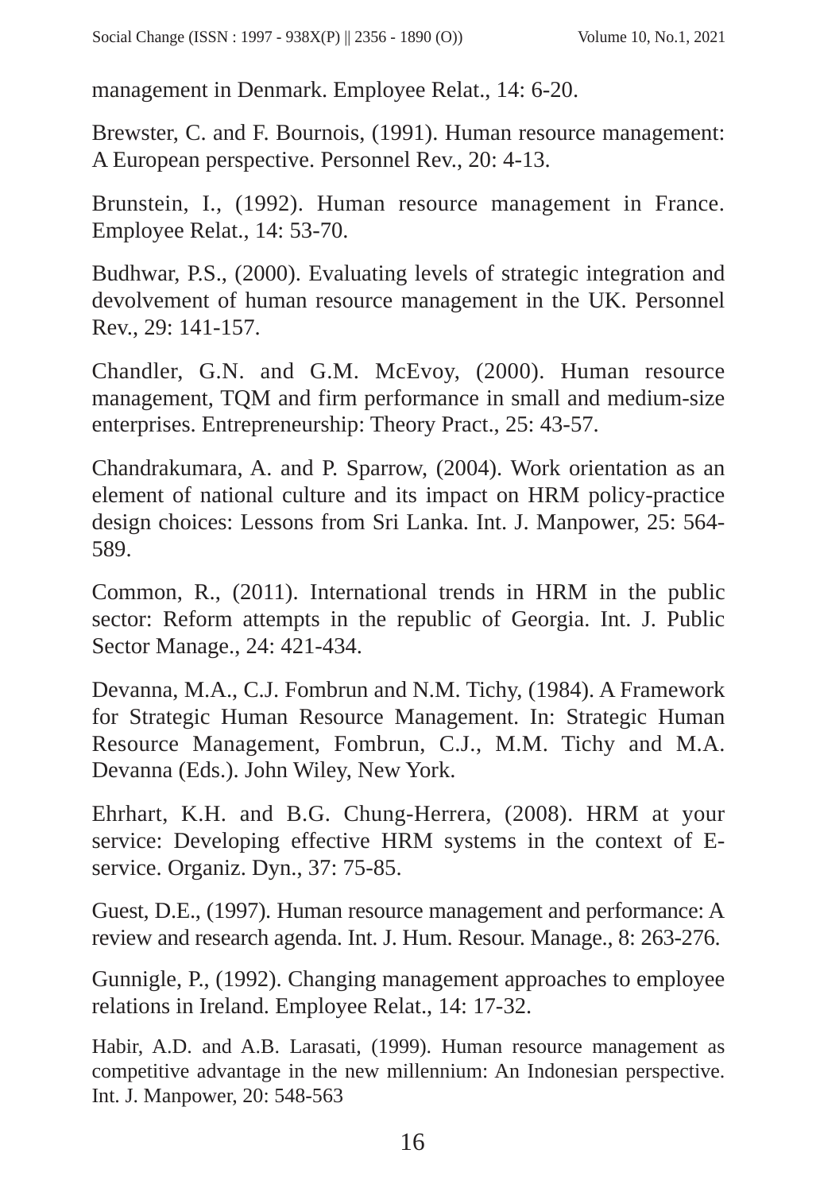management in Denmark. Employee Relat., 14: 6-20.

Brewster, C. and F. Bournois, (1991). Human resource management: A European perspective. Personnel Rev., 20: 4-13.

Brunstein, I., (1992). Human resource management in France. Employee Relat., 14: 53-70.

Budhwar, P.S., (2000). Evaluating levels of strategic integration and devolvement of human resource management in the UK. Personnel Rev., 29: 141-157.

Chandler, G.N. and G.M. McEvoy, (2000). Human resource management, TQM and firm performance in small and medium-size enterprises. Entrepreneurship: Theory Pract., 25: 43-57.

Chandrakumara, A. and P. Sparrow, (2004). Work orientation as an element of national culture and its impact on HRM policy-practice design choices: Lessons from Sri Lanka. Int. J. Manpower, 25: 564-589.

Common, R., (2011). International trends in HRM in the public sector: Reform attempts in the republic of Georgia. Int. J. Public Sector Manage., 24: 421-434.

Devanna, M.A., C.J. Fombrun and N.M. Tichy, (1984). A Framework for Strategic Human Resource Management. In: Strategic Human Resource Management, Fombrun, C.J., M.M. Tichy and M.A. Devanna (Eds.). John Wiley, New York.

Ehrhart, K.H. and B.G. Chung-Herrera, (2008). HRM at your service: Developing effective HRM systems in the context of E-service. Organiz. Dyn., 37: 75-85.

Guest, D.E., (1997). Human resource management and performance: A review and research agenda. Int. J. Hum. Resour. Manage., 8: 263-276.

Gunnigle, P., (1992). Changing management approaches to employee relations in Ireland. Employee Relat., 14: 17-32.

Habir, A.D. and A.B. Larasati, (1999). Human resource management as competitive advantage in the new millennium: An Indonesian perspective. Int. J. Manpower, 20: 548-563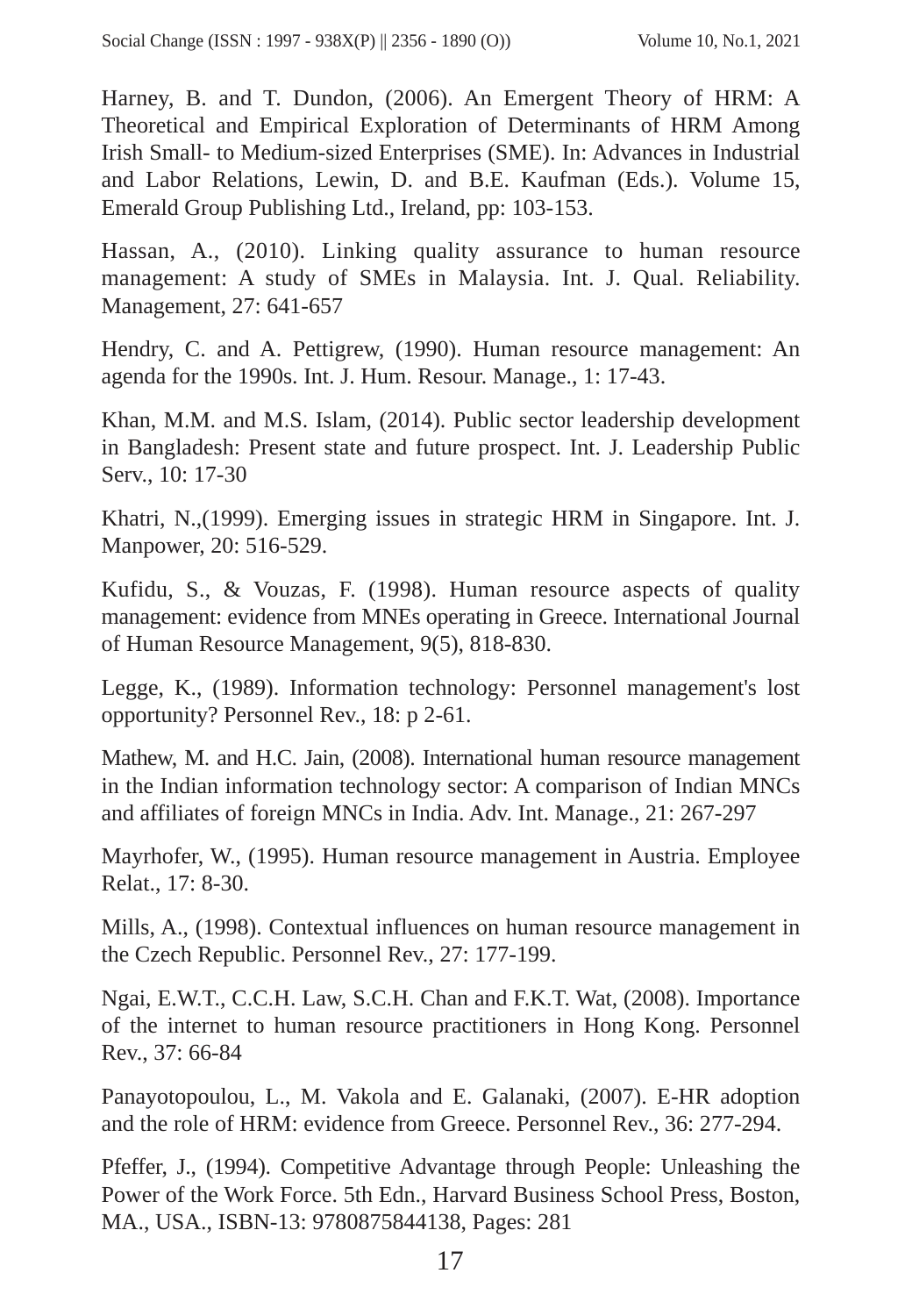Harney, B. and T. Dundon, (2006). An Emergent Theory of HRM: A Theoretical and Empirical Exploration of Determinants of HRM Among Irish Small- to Medium-sized Enterprises (SME). In: Advances in Industrial and Labor Relations, Lewin, D. and B.E. Kaufman (Eds.). Volume 15, Emerald Group Publishing Ltd., Ireland, pp: 103-153.

Hassan, A., (2010). Linking quality assurance to human resource management: A study of SMEs in Malaysia. Int. J. Qual. Reliability. Management, 27: 641-657

Hendry, C. and A. Pettigrew, (1990). Human resource management: An agenda for the 1990s. Int. J. Hum. Resour. Manage., 1: 17-43.

Khan, M.M. and M.S. Islam, (2014). Public sector leadership development in Bangladesh: Present state and future prospect. Int. J. Leadership Public Serv., 10: 17-30

Khatri, N.,(1999). Emerging issues in strategic HRM in Singapore. Int. J. Manpower, 20: 516-529.

Kufidu, S., & Vouzas, F. (1998). Human resource aspects of quality management: evidence from MNEs operating in Greece. International Journal of Human Resource Management, 9(5), 818-830.

Legge, K., (1989). Information technology: Personnel management's lost opportunity? Personnel Rev., 18: p 2-61.

Mathew, M. and H.C. Jain, (2008). International human resource management in the Indian information technology sector: A comparison of Indian MNCs and affiliates of foreign MNCs in India. Adv. Int. Manage., 21: 267-297

Mayrhofer, W., (1995). Human resource management in Austria. Employee Relat., 17: 8-30.

Mills, A., (1998). Contextual influences on human resource management in the Czech Republic. Personnel Rev., 27: 177-199.

Ngai, E.W.T., C.C.H. Law, S.C.H. Chan and F.K.T. Wat, (2008). Importance of the internet to human resource practitioners in Hong Kong. Personnel Rev., 37: 66-84

Panayotopoulou, L., M. Vakola and E. Galanaki, (2007). E-HR adoption and the role of HRM: evidence from Greece. Personnel Rev., 36: 277-294.

Pfeffer, J., (1994). Competitive Advantage through People: Unleashing the Power of the Work Force. 5th Edn., Harvard Business School Press, Boston, MA., USA., ISBN-13: 9780875844138, Pages: 281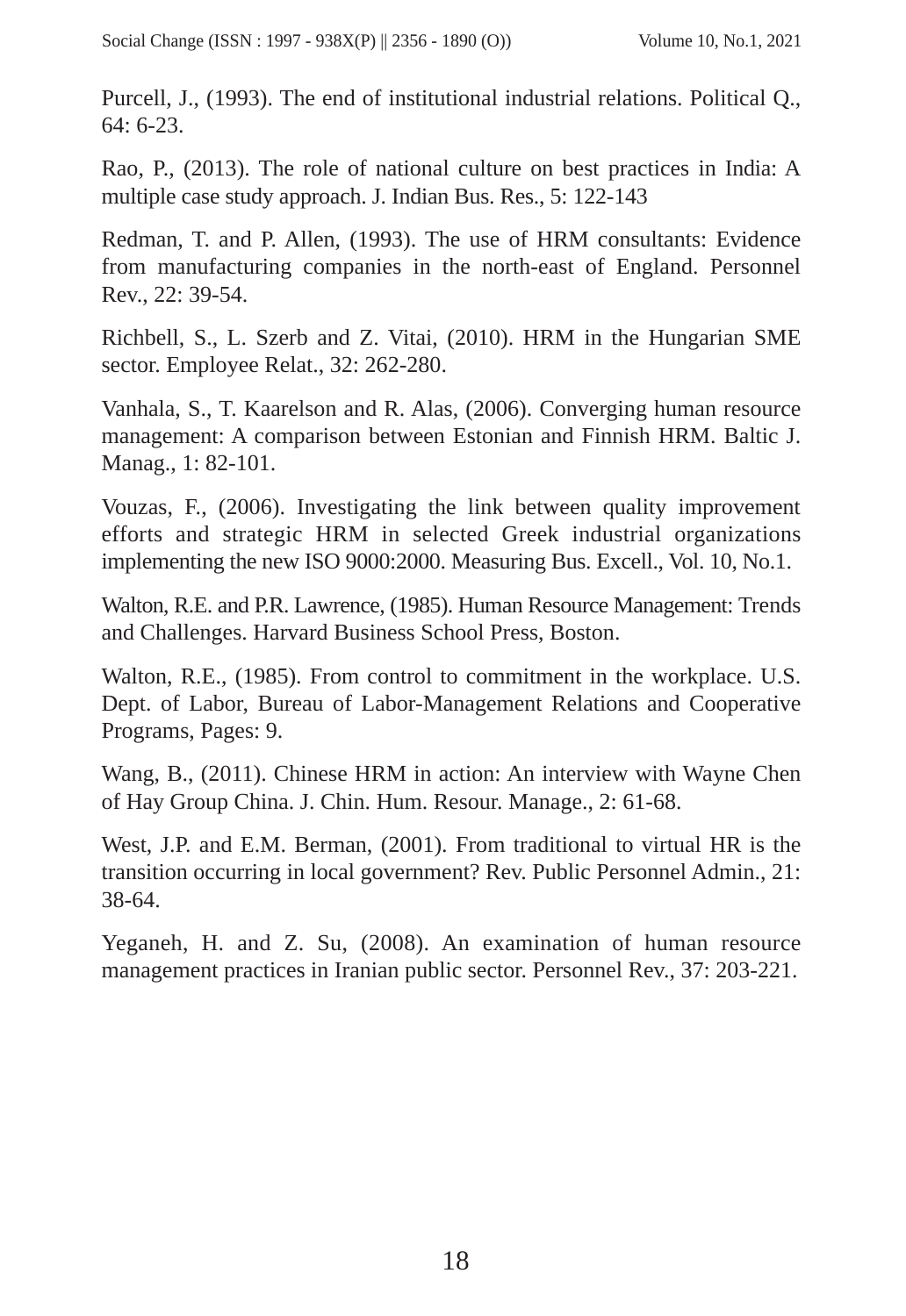Purcell, J., (1993). The end of institutional industrial relations. Political Q., 64: 6-23.

Rao, P., (2013). The role of national culture on best practices in India: A multiple case study approach. J. Indian Bus. Res., 5: 122-143

Redman, T. and P. Allen, (1993). The use of HRM consultants: Evidence from manufacturing companies in the north-east of England. Personnel Rev., 22: 39-54.

Richbell, S., L. Szerb and Z. Vitai, (2010). HRM in the Hungarian SME sector. Employee Relat., 32: 262-280.

Vanhala, S., T. Kaarelson and R. Alas, (2006). Converging human resource management: A comparison between Estonian and Finnish HRM. Baltic J. Manag., 1: 82-101.

Vouzas, F., (2006). Investigating the link between quality improvement efforts and strategic HRM in selected Greek industrial organizations implementing the new ISO 9000:2000. Measuring Bus. Excell., Vol. 10, No.1.

Walton, R.E. and P.R. Lawrence, (1985). Human Resource Management: Trends and Challenges. Harvard Business School Press, Boston.

Walton, R.E., (1985). From control to commitment in the workplace. U.S. Dept. of Labor, Bureau of Labor-Management Relations and Cooperative Programs, Pages: 9.

Wang, B., (2011). Chinese HRM in action: An interview with Wayne Chen of Hay Group China. J. Chin. Hum. Resour. Manage., 2: 61-68.

West, J.P. and E.M. Berman, (2001). From traditional to virtual HR is the transition occurring in local government? Rev. Public Personnel Admin., 21: 38-64.

Yeganeh, H. and Z. Su, (2008). An examination of human resource management practices in Iranian public sector. Personnel Rev., 37: 203-221.